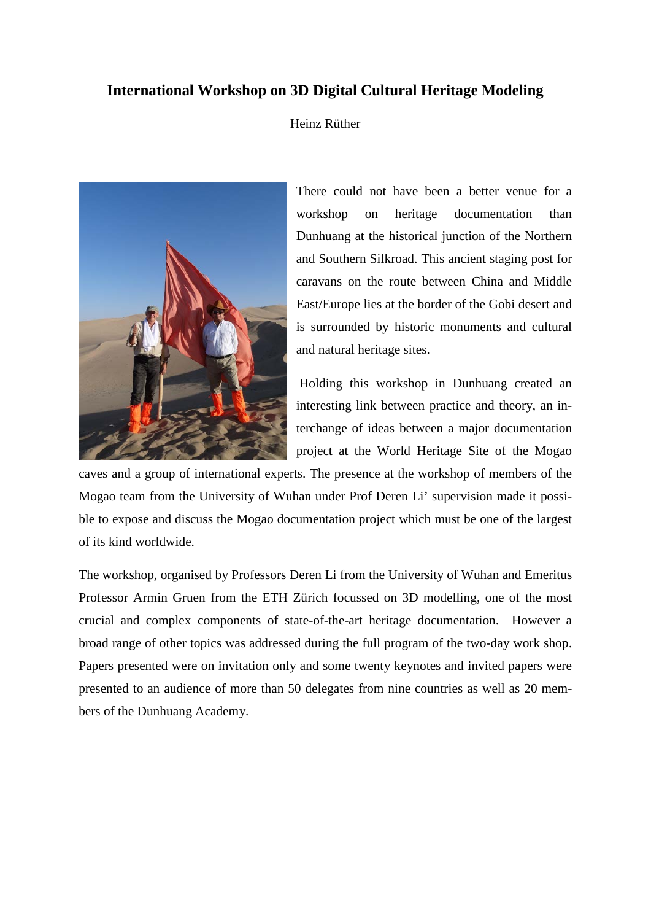# International Workshop on 3D Digital Cultural Heritage Modeling

Heinz Rüther

There could not have been a better venue for a workshop on heritage documentation than Dunhuang at the historical junction of the Northern and Southern Silkroad. This ancient staging post for caravans on the route between China and Middle East/Europe lies at the border of the Gobi desert and is surrounded by historic monuments and cultural and natural heritage sites.

Holding this workshop in Dunhuang created an interesting link between practice and theory, an interchange of ideas between a major documentation project at the World Heritage Site of the Mogao caves and a group of international experts. The presence at the workshop of members of the Mogao team from the University of Wuhan under Prof Deren Li' supervision made it possible to expose and discuss the Mogao documentation project which must be one of the largest of its kind worldwide.

The workshop, organised by Professors Deren Li from the University of Wuhan and Emeritus Professor Armin Gruen from the ETH Zürich focussed on 3D modelling, one of the most crucial and complex components of state-of-the-art heritage documentation. However a broad range of other topics was addressed during the full program of the two-day work shop. Papers presented were on invitation only and some twenty keynotes and invited papers were presented to an audience of more than 50 delegates from nine countries as well as 20 members of the Dunhuang Academy.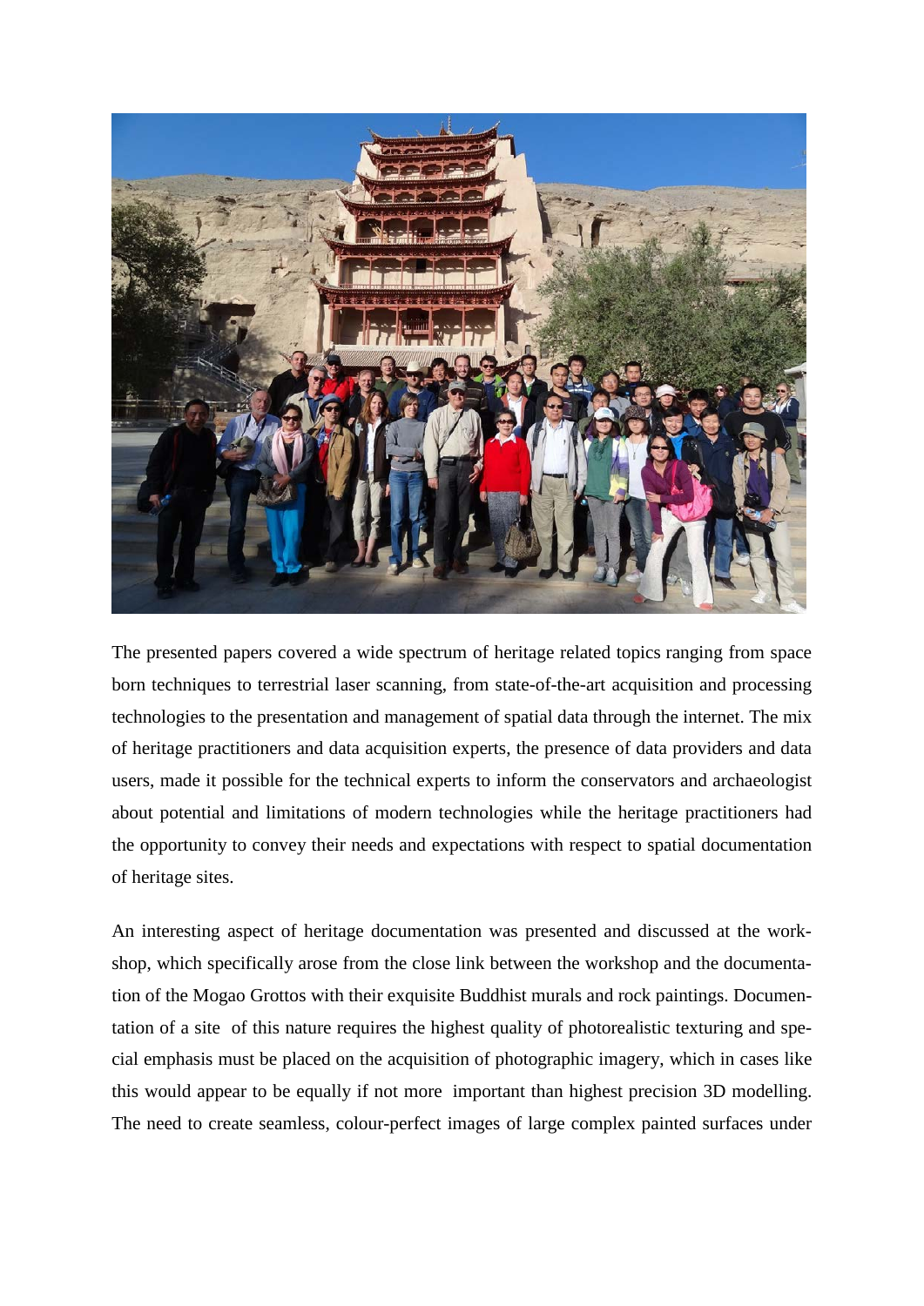The presented papers covered a wide spectrum of heritage related topics ranging from space born techniques to terrestrial laser scanning, from state-of-the-art acquisition and processing technologies to the presentation and management of spatial data through the internet. The mix of heritage practitioners and data acquisition experts, the presence of data providers and data users, made it possible for the technical experts to inform the conservators and archaeologist about potential and limitations of modern technologies while the heritage practitioners had the opportunity to convey their needs and expectations with respect to spatial documentation of heritage sites.

An interesting aspect of heritage documentation was presented and discussed at the workshop, which specifically arose from the close link between the workshop and the documentation of the Mogao Grottos with their exquisite Buddhist murals and rock paintings. Documentation of a site of this nature requires the highest quality of photorealistic texturing and special emphasis must be placed on the acquisition of photographic imagery, which in cases like this would appear to be equally if not more important than highest precision 3D modelling. The need to create seamless, colour-perfect images of large complex painted surfaces under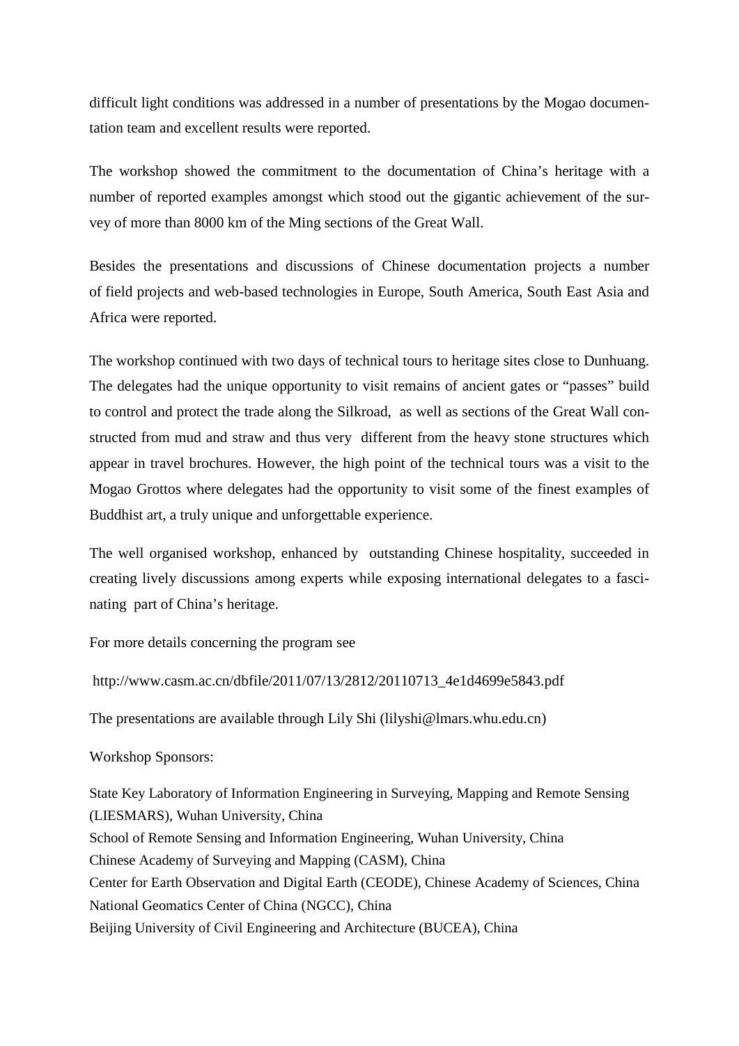difficult light conditions was addressed in a number of presentations by the Mogao documentation team and excellent results were reported.

The workshop showed the commitment to the documentation of China's heritage with a number of reported examples amongst which stood out the gigantic achievement of the survey of more than 8000 km of the Ming sections of the Great Wall.

Besides the presentations and discussions of Chinese documentation projects a number of field projects and web-based technologies in Europe, South America, South East Asia and Africa were reported.

The workshop continued with two days of technical tours to heritage sites close to Dunhuang. The delegates had the unique opportunity to visit remains of ancient gates or "passes" build to control and protect the trade along the Silkroad, as well as sections of the Great Wall constructed from mud and straw and thus very different from the heavy stone structures which appear in travel brochures. However, the high point of the technical tours was a visit to the Mogao Grottos where delegates had the opportunity to visit some of the finest examples of Buddhist art, a truly unique and unforgettable experience.

The well organised workshop, enhanced by outstanding Chinese hospitality, succeeded in creating lively discussions among experts while exposing international delegates to a fascinating part of China's heritage.

For more details concerning the program see

http://www.casm.ac.cn/dbfile/2011/07/13/2812/20110713_4e1d4699e5843.pdf

The presentations are available through Lily Shi (lilyshi@lmars.whu.edu.cn)

Workshop Sponsors:

State Key Laboratory of Information Engineering in Surveying, Mapping and Remote Sensing (LIESMARS), Wuhan University, China
School of Remote Sensing and Information Engineering, Wuhan University, China
Chinese Academy of Surveying and Mapping (CASM), China
Center for Earth Observation and Digital Earth (CEODE), Chinese Academy of Sciences, China
National Geomatics Center of China (NGCC), China
Beijing University of Civil Engineering and Architecture (BUCEA), China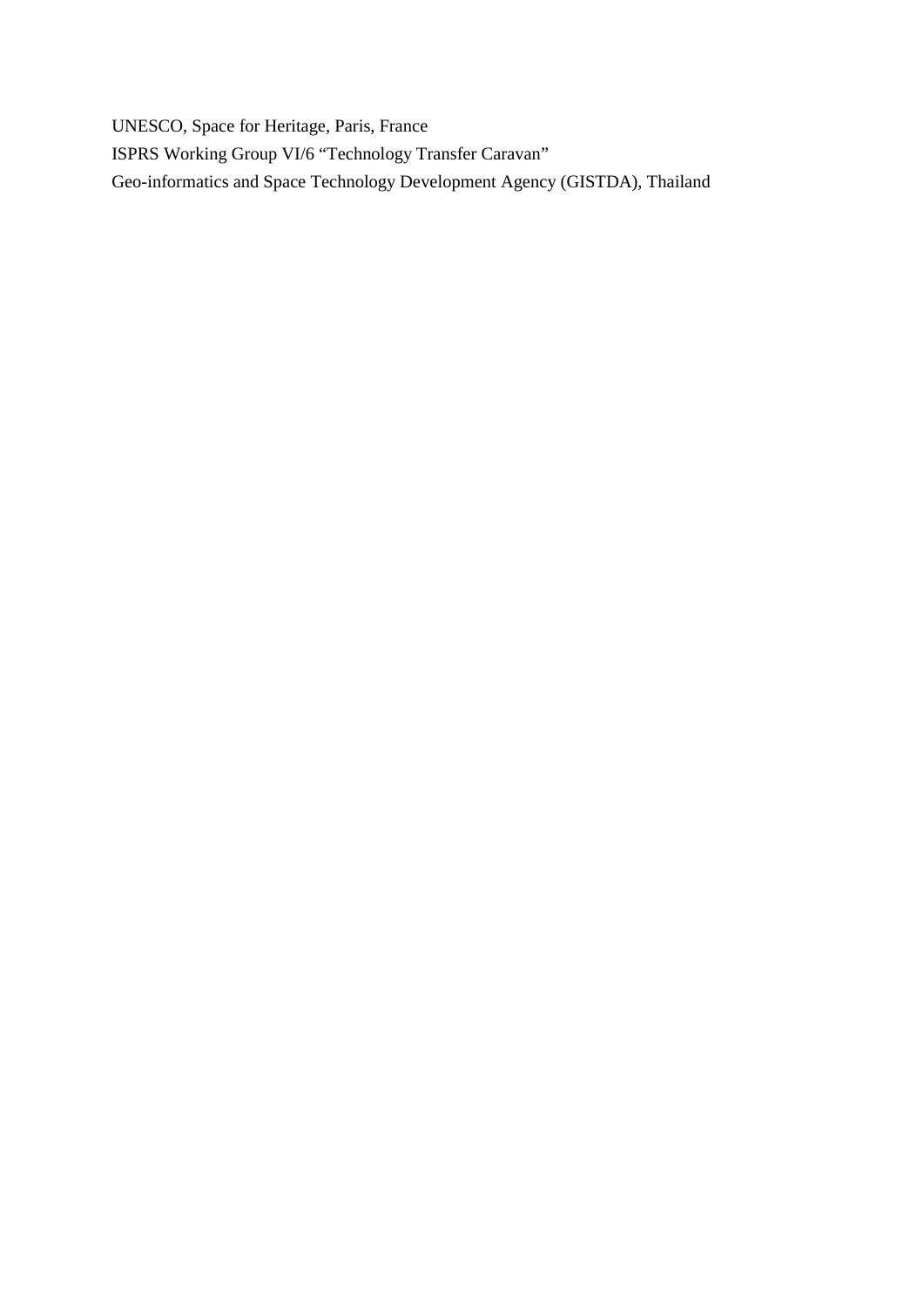UNESCO, Space for Heritage, Paris, France

ISPRS Working Group VI/6 “Technology Transfer Caravan”

Geo-informatics and Space Technology Development Agency (GISTDA), Thailand